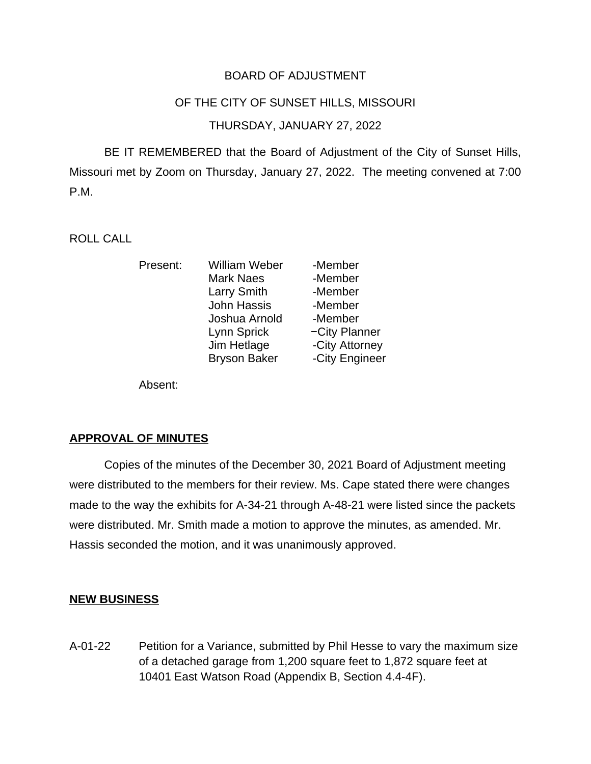BOARD OF ADJUSTMENT

OF THE CITY OF SUNSET HILLS, MISSOURI

THURSDAY, JANUARY 27, 2022

BE IT REMEMBERED that the Board of Adjustment of the City of Sunset Hills, Missouri met by Zoom on Thursday, January 27, 2022. The meeting convened at 7:00 P.M.

ROLL CALL

| Present: | William Weber | -Member |
|---|---|---|
| | Mark Naes | -Member |
| | Larry Smith | -Member |
| | John Hassis | -Member |
| | Joshua Arnold | -Member |
| | Lynn Sprick | −City Planner |
| | Jim Hetlage | -City Attorney |
| | Bryson Baker | -City Engineer |

Absent:

**APPROVAL OF MINUTES**

Copies of the minutes of the December 30, 2021 Board of Adjustment meeting were distributed to the members for their review. Ms. Cape stated there were changes made to the way the exhibits for A-34-21 through A-48-21 were listed since the packets were distributed. Mr. Smith made a motion to approve the minutes, as amended. Mr. Hassis seconded the motion, and it was unanimously approved.

**NEW BUSINESS**

A-01-22 Petition for a Variance, submitted by Phil Hesse to vary the maximum size of a detached garage from 1,200 square feet to 1,872 square feet at 10401 East Watson Road (Appendix B, Section 4.4-4F).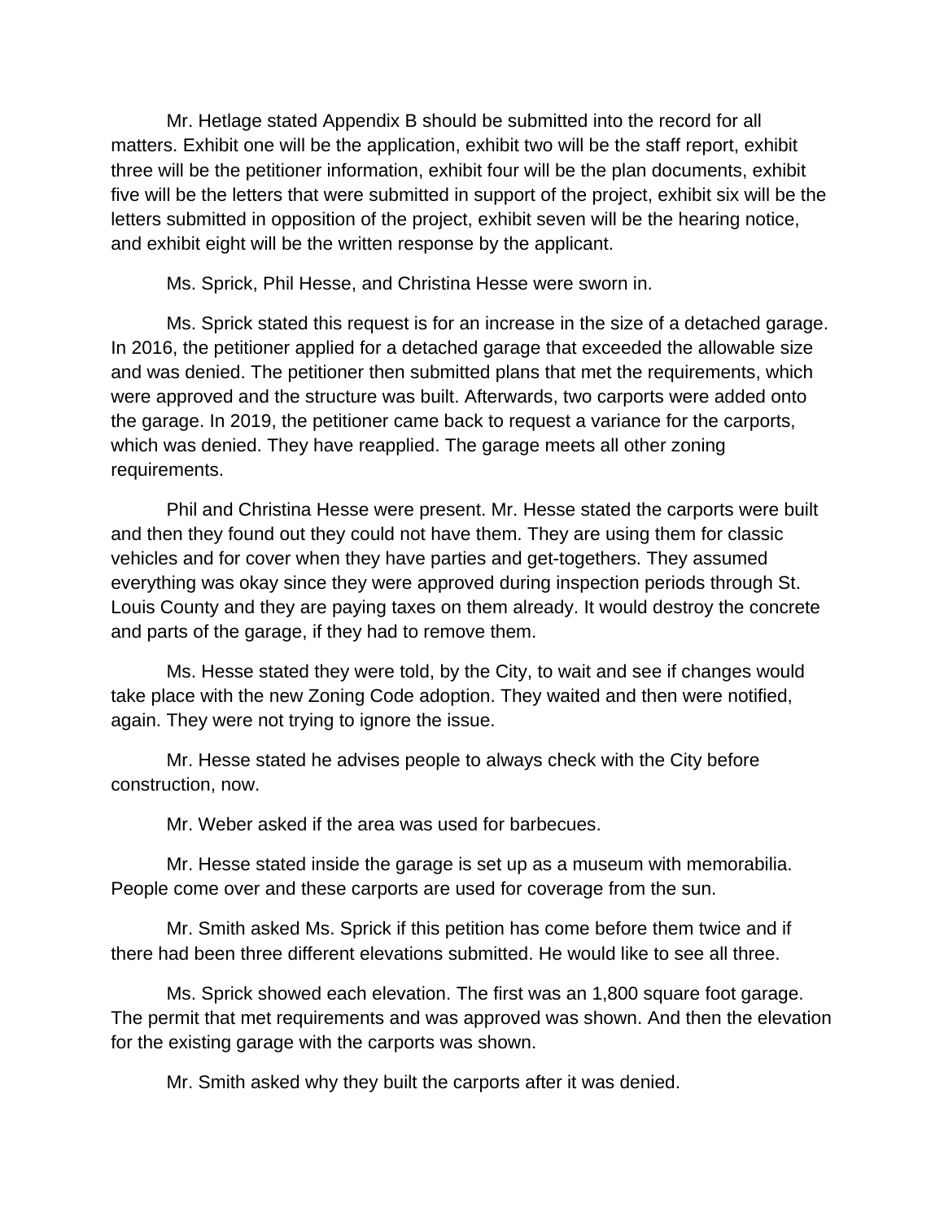Mr. Hetlage stated Appendix B should be submitted into the record for all matters. Exhibit one will be the application, exhibit two will be the staff report, exhibit three will be the petitioner information, exhibit four will be the plan documents, exhibit five will be the letters that were submitted in support of the project, exhibit six will be the letters submitted in opposition of the project, exhibit seven will be the hearing notice, and exhibit eight will be the written response by the applicant.

Ms. Sprick, Phil Hesse, and Christina Hesse were sworn in.

Ms. Sprick stated this request is for an increase in the size of a detached garage. In 2016, the petitioner applied for a detached garage that exceeded the allowable size and was denied. The petitioner then submitted plans that met the requirements, which were approved and the structure was built. Afterwards, two carports were added onto the garage. In 2019, the petitioner came back to request a variance for the carports, which was denied. They have reapplied. The garage meets all other zoning requirements.

Phil and Christina Hesse were present. Mr. Hesse stated the carports were built and then they found out they could not have them. They are using them for classic vehicles and for cover when they have parties and get-togethers. They assumed everything was okay since they were approved during inspection periods through St. Louis County and they are paying taxes on them already. It would destroy the concrete and parts of the garage, if they had to remove them.

Ms. Hesse stated they were told, by the City, to wait and see if changes would take place with the new Zoning Code adoption. They waited and then were notified, again. They were not trying to ignore the issue.

Mr. Hesse stated he advises people to always check with the City before construction, now.

Mr. Weber asked if the area was used for barbecues.

Mr. Hesse stated inside the garage is set up as a museum with memorabilia. People come over and these carports are used for coverage from the sun.

Mr. Smith asked Ms. Sprick if this petition has come before them twice and if there had been three different elevations submitted. He would like to see all three.

Ms. Sprick showed each elevation. The first was an 1,800 square foot garage. The permit that met requirements and was approved was shown. And then the elevation for the existing garage with the carports was shown.

Mr. Smith asked why they built the carports after it was denied.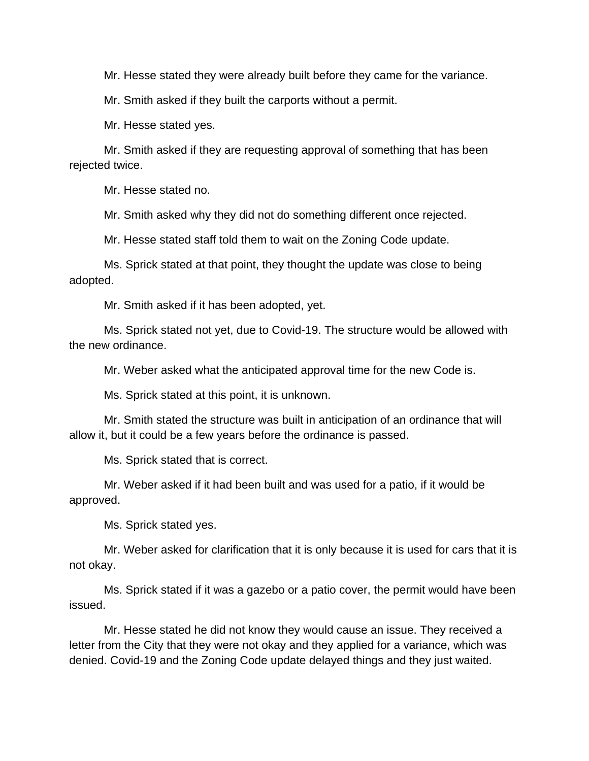Mr. Hesse stated they were already built before they came for the variance.

Mr. Smith asked if they built the carports without a permit.

Mr. Hesse stated yes.

Mr. Smith asked if they are requesting approval of something that has been rejected twice.

Mr. Hesse stated no.

Mr. Smith asked why they did not do something different once rejected.

Mr. Hesse stated staff told them to wait on the Zoning Code update.

Ms. Sprick stated at that point, they thought the update was close to being adopted.

Mr. Smith asked if it has been adopted, yet.

Ms. Sprick stated not yet, due to Covid-19. The structure would be allowed with the new ordinance.

Mr. Weber asked what the anticipated approval time for the new Code is.

Ms. Sprick stated at this point, it is unknown.

Mr. Smith stated the structure was built in anticipation of an ordinance that will allow it, but it could be a few years before the ordinance is passed.

Ms. Sprick stated that is correct.

Mr. Weber asked if it had been built and was used for a patio, if it would be approved.

Ms. Sprick stated yes.

Mr. Weber asked for clarification that it is only because it is used for cars that it is not okay.

Ms. Sprick stated if it was a gazebo or a patio cover, the permit would have been issued.

Mr. Hesse stated he did not know they would cause an issue. They received a letter from the City that they were not okay and they applied for a variance, which was denied. Covid-19 and the Zoning Code update delayed things and they just waited.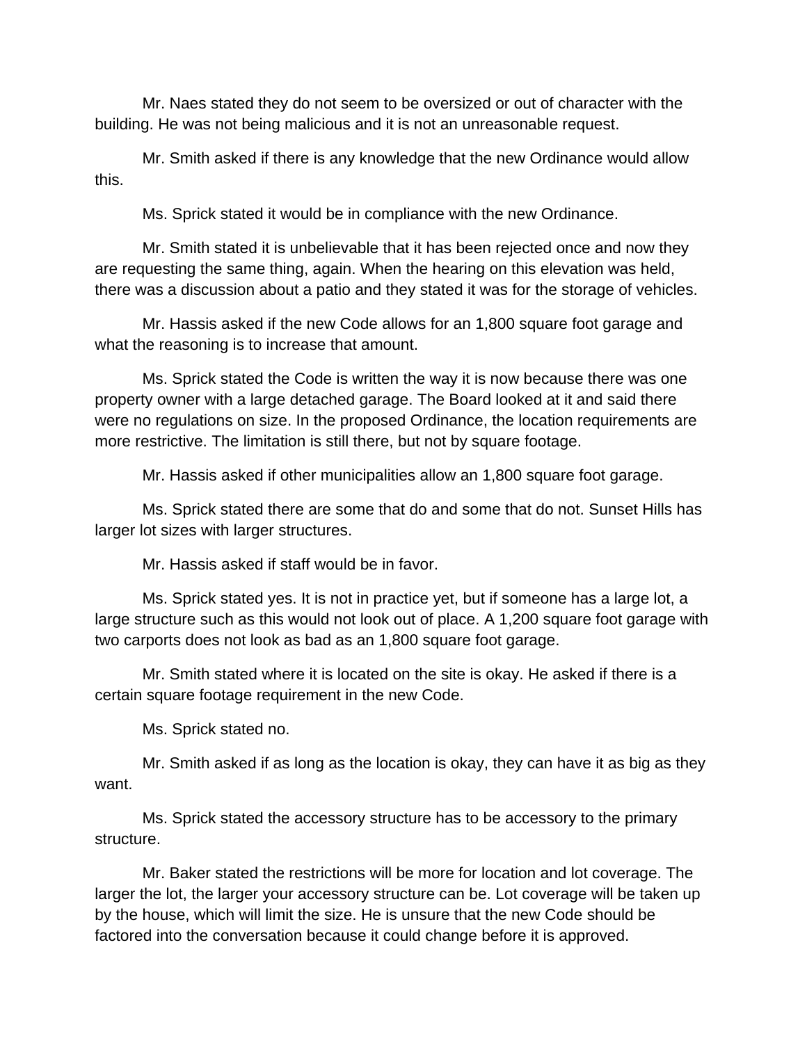Mr. Naes stated they do not seem to be oversized or out of character with the building. He was not being malicious and it is not an unreasonable request.

Mr. Smith asked if there is any knowledge that the new Ordinance would allow this.

Ms. Sprick stated it would be in compliance with the new Ordinance.

Mr. Smith stated it is unbelievable that it has been rejected once and now they are requesting the same thing, again. When the hearing on this elevation was held, there was a discussion about a patio and they stated it was for the storage of vehicles.

Mr. Hassis asked if the new Code allows for an 1,800 square foot garage and what the reasoning is to increase that amount.

Ms. Sprick stated the Code is written the way it is now because there was one property owner with a large detached garage. The Board looked at it and said there were no regulations on size. In the proposed Ordinance, the location requirements are more restrictive. The limitation is still there, but not by square footage.

Mr. Hassis asked if other municipalities allow an 1,800 square foot garage.

Ms. Sprick stated there are some that do and some that do not. Sunset Hills has larger lot sizes with larger structures.

Mr. Hassis asked if staff would be in favor.

Ms. Sprick stated yes. It is not in practice yet, but if someone has a large lot, a large structure such as this would not look out of place. A 1,200 square foot garage with two carports does not look as bad as an 1,800 square foot garage.

Mr. Smith stated where it is located on the site is okay. He asked if there is a certain square footage requirement in the new Code.

Ms. Sprick stated no.

Mr. Smith asked if as long as the location is okay, they can have it as big as they want.

Ms. Sprick stated the accessory structure has to be accessory to the primary structure.

Mr. Baker stated the restrictions will be more for location and lot coverage. The larger the lot, the larger your accessory structure can be. Lot coverage will be taken up by the house, which will limit the size. He is unsure that the new Code should be factored into the conversation because it could change before it is approved.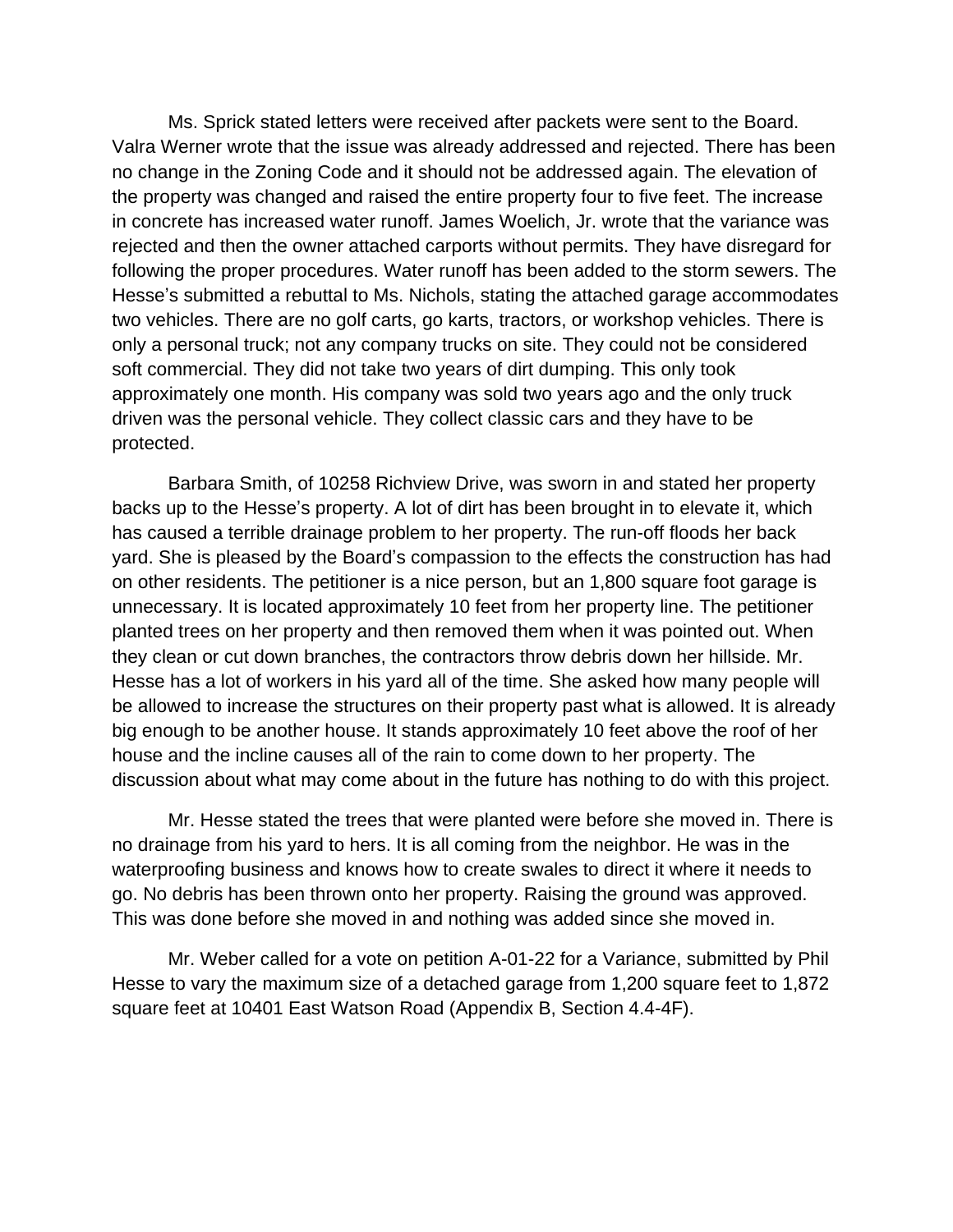Ms. Sprick stated letters were received after packets were sent to the Board. Valra Werner wrote that the issue was already addressed and rejected. There has been no change in the Zoning Code and it should not be addressed again. The elevation of the property was changed and raised the entire property four to five feet. The increase in concrete has increased water runoff. James Woelich, Jr. wrote that the variance was rejected and then the owner attached carports without permits. They have disregard for following the proper procedures. Water runoff has been added to the storm sewers. The Hesse's submitted a rebuttal to Ms. Nichols, stating the attached garage accommodates two vehicles. There are no golf carts, go karts, tractors, or workshop vehicles. There is only a personal truck; not any company trucks on site. They could not be considered soft commercial. They did not take two years of dirt dumping. This only took approximately one month. His company was sold two years ago and the only truck driven was the personal vehicle. They collect classic cars and they have to be protected.

Barbara Smith, of 10258 Richview Drive, was sworn in and stated her property backs up to the Hesse's property. A lot of dirt has been brought in to elevate it, which has caused a terrible drainage problem to her property. The run-off floods her back yard. She is pleased by the Board's compassion to the effects the construction has had on other residents. The petitioner is a nice person, but an 1,800 square foot garage is unnecessary. It is located approximately 10 feet from her property line. The petitioner planted trees on her property and then removed them when it was pointed out. When they clean or cut down branches, the contractors throw debris down her hillside. Mr. Hesse has a lot of workers in his yard all of the time. She asked how many people will be allowed to increase the structures on their property past what is allowed. It is already big enough to be another house. It stands approximately 10 feet above the roof of her house and the incline causes all of the rain to come down to her property. The discussion about what may come about in the future has nothing to do with this project.

Mr. Hesse stated the trees that were planted were before she moved in. There is no drainage from his yard to hers. It is all coming from the neighbor. He was in the waterproofing business and knows how to create swales to direct it where it needs to go. No debris has been thrown onto her property. Raising the ground was approved. This was done before she moved in and nothing was added since she moved in.

Mr. Weber called for a vote on petition A-01-22 for a Variance, submitted by Phil Hesse to vary the maximum size of a detached garage from 1,200 square feet to 1,872 square feet at 10401 East Watson Road (Appendix B, Section 4.4-4F).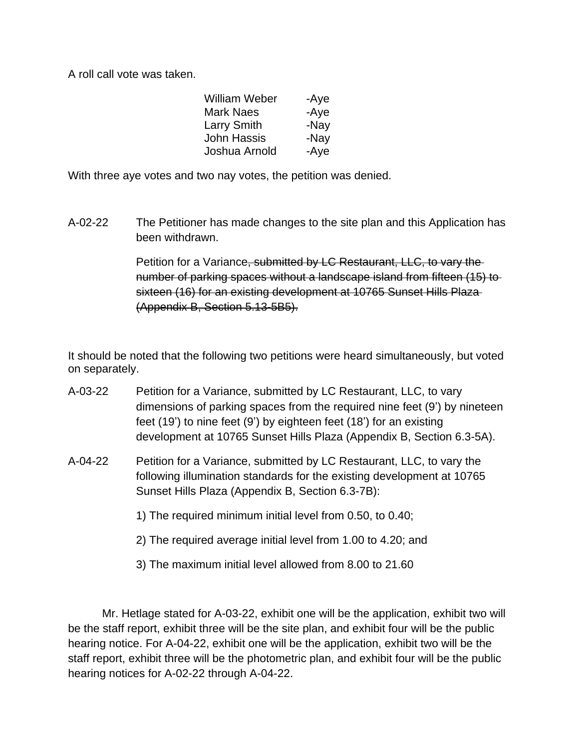A roll call vote was taken.

| | |
|---|---|
| William Weber | -Aye |
| Mark Naes | -Aye |
| Larry Smith | -Nay |
| John Hassis | -Nay |
| Joshua Arnold | -Aye |

With three aye votes and two nay votes, the petition was denied.

A-02-22 The Petitioner has made changes to the site plan and this Application has been withdrawn.

Petition for a Variance~~, submitted by LC Restaurant, LLC, to vary the number of parking spaces without a landscape island from fifteen (15) to sixteen (16) for an existing development at 10765 Sunset Hills Plaza (Appendix B, Section 5.13-5B5).~~

It should be noted that the following two petitions were heard simultaneously, but voted on separately.

A-03-22 Petition for a Variance, submitted by LC Restaurant, LLC, to vary dimensions of parking spaces from the required nine feet (9') by nineteen feet (19') to nine feet (9') by eighteen feet (18') for an existing development at 10765 Sunset Hills Plaza (Appendix B, Section 6.3-5A).

A-04-22 Petition for a Variance, submitted by LC Restaurant, LLC, to vary the following illumination standards for the existing development at 10765 Sunset Hills Plaza (Appendix B, Section 6.3-7B):

1) The required minimum initial level from 0.50, to 0.40;

2) The required average initial level from 1.00 to 4.20; and

3) The maximum initial level allowed from 8.00 to 21.60

Mr. Hetlage stated for A-03-22, exhibit one will be the application, exhibit two will be the staff report, exhibit three will be the site plan, and exhibit four will be the public hearing notice. For A-04-22, exhibit one will be the application, exhibit two will be the staff report, exhibit three will be the photometric plan, and exhibit four will be the public hearing notices for A-02-22 through A-04-22.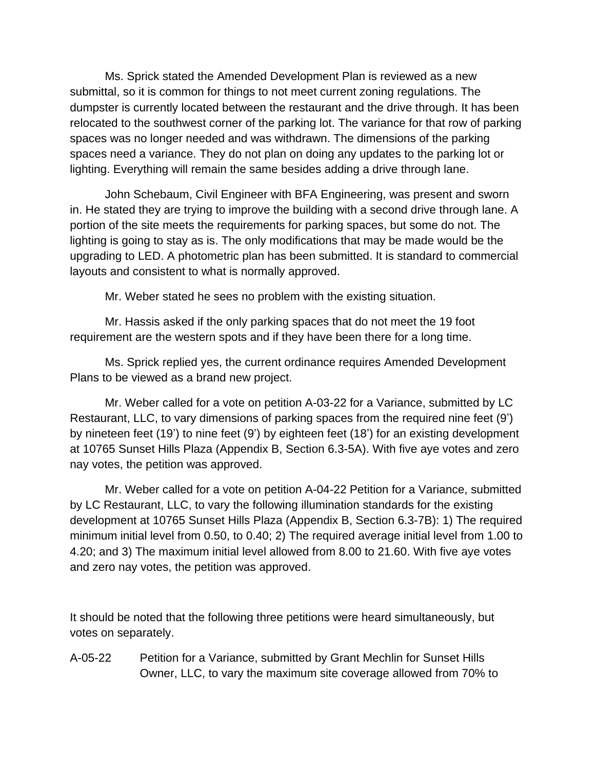Ms. Sprick stated the Amended Development Plan is reviewed as a new submittal, so it is common for things to not meet current zoning regulations. The dumpster is currently located between the restaurant and the drive through. It has been relocated to the southwest corner of the parking lot. The variance for that row of parking spaces was no longer needed and was withdrawn. The dimensions of the parking spaces need a variance. They do not plan on doing any updates to the parking lot or lighting. Everything will remain the same besides adding a drive through lane.

John Schebaum, Civil Engineer with BFA Engineering, was present and sworn in. He stated they are trying to improve the building with a second drive through lane. A portion of the site meets the requirements for parking spaces, but some do not. The lighting is going to stay as is. The only modifications that may be made would be the upgrading to LED. A photometric plan has been submitted. It is standard to commercial layouts and consistent to what is normally approved.

Mr. Weber stated he sees no problem with the existing situation.

Mr. Hassis asked if the only parking spaces that do not meet the 19 foot requirement are the western spots and if they have been there for a long time.

Ms. Sprick replied yes, the current ordinance requires Amended Development Plans to be viewed as a brand new project.

Mr. Weber called for a vote on petition A-03-22 for a Variance, submitted by LC Restaurant, LLC, to vary dimensions of parking spaces from the required nine feet (9') by nineteen feet (19') to nine feet (9') by eighteen feet (18') for an existing development at 10765 Sunset Hills Plaza (Appendix B, Section 6.3-5A). With five aye votes and zero nay votes, the petition was approved.

Mr. Weber called for a vote on petition A-04-22 Petition for a Variance, submitted by LC Restaurant, LLC, to vary the following illumination standards for the existing development at 10765 Sunset Hills Plaza (Appendix B, Section 6.3-7B): 1) The required minimum initial level from 0.50, to 0.40; 2) The required average initial level from 1.00 to 4.20; and 3) The maximum initial level allowed from 8.00 to 21.60. With five aye votes and zero nay votes, the petition was approved.

It should be noted that the following three petitions were heard simultaneously, but votes on separately.

A-05-22 Petition for a Variance, submitted by Grant Mechlin for Sunset Hills Owner, LLC, to vary the maximum site coverage allowed from 70% to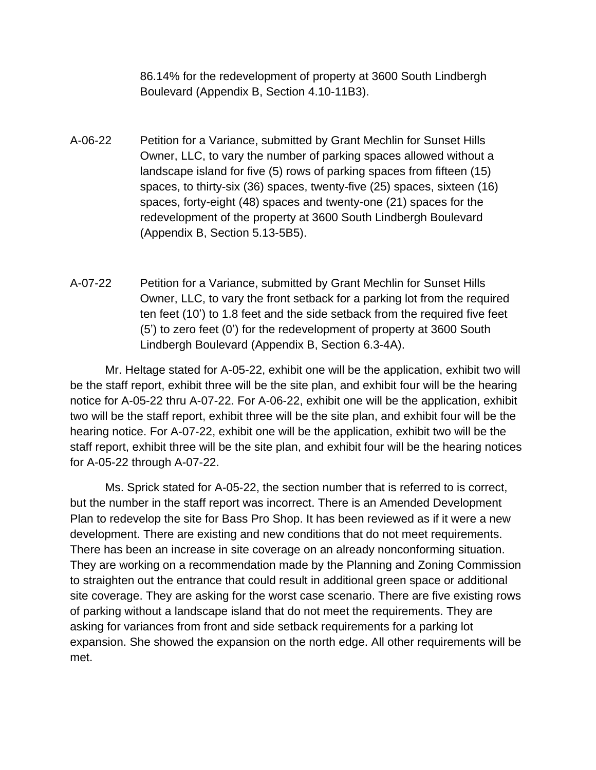86.14% for the redevelopment of property at 3600 South Lindbergh Boulevard (Appendix B, Section 4.10-11B3).

A-06-22 Petition for a Variance, submitted by Grant Mechlin for Sunset Hills Owner, LLC, to vary the number of parking spaces allowed without a landscape island for five (5) rows of parking spaces from fifteen (15) spaces, to thirty-six (36) spaces, twenty-five (25) spaces, sixteen (16) spaces, forty-eight (48) spaces and twenty-one (21) spaces for the redevelopment of the property at 3600 South Lindbergh Boulevard (Appendix B, Section 5.13-5B5).

A-07-22 Petition for a Variance, submitted by Grant Mechlin for Sunset Hills Owner, LLC, to vary the front setback for a parking lot from the required ten feet (10') to 1.8 feet and the side setback from the required five feet (5') to zero feet (0') for the redevelopment of property at 3600 South Lindbergh Boulevard (Appendix B, Section 6.3-4A).

Mr. Heltage stated for A-05-22, exhibit one will be the application, exhibit two will be the staff report, exhibit three will be the site plan, and exhibit four will be the hearing notice for A-05-22 thru A-07-22. For A-06-22, exhibit one will be the application, exhibit two will be the staff report, exhibit three will be the site plan, and exhibit four will be the hearing notice. For A-07-22, exhibit one will be the application, exhibit two will be the staff report, exhibit three will be the site plan, and exhibit four will be the hearing notices for A-05-22 through A-07-22.

Ms. Sprick stated for A-05-22, the section number that is referred to is correct, but the number in the staff report was incorrect. There is an Amended Development Plan to redevelop the site for Bass Pro Shop. It has been reviewed as if it were a new development. There are existing and new conditions that do not meet requirements. There has been an increase in site coverage on an already nonconforming situation. They are working on a recommendation made by the Planning and Zoning Commission to straighten out the entrance that could result in additional green space or additional site coverage. They are asking for the worst case scenario. There are five existing rows of parking without a landscape island that do not meet the requirements. They are asking for variances from front and side setback requirements for a parking lot expansion. She showed the expansion on the north edge. All other requirements will be met.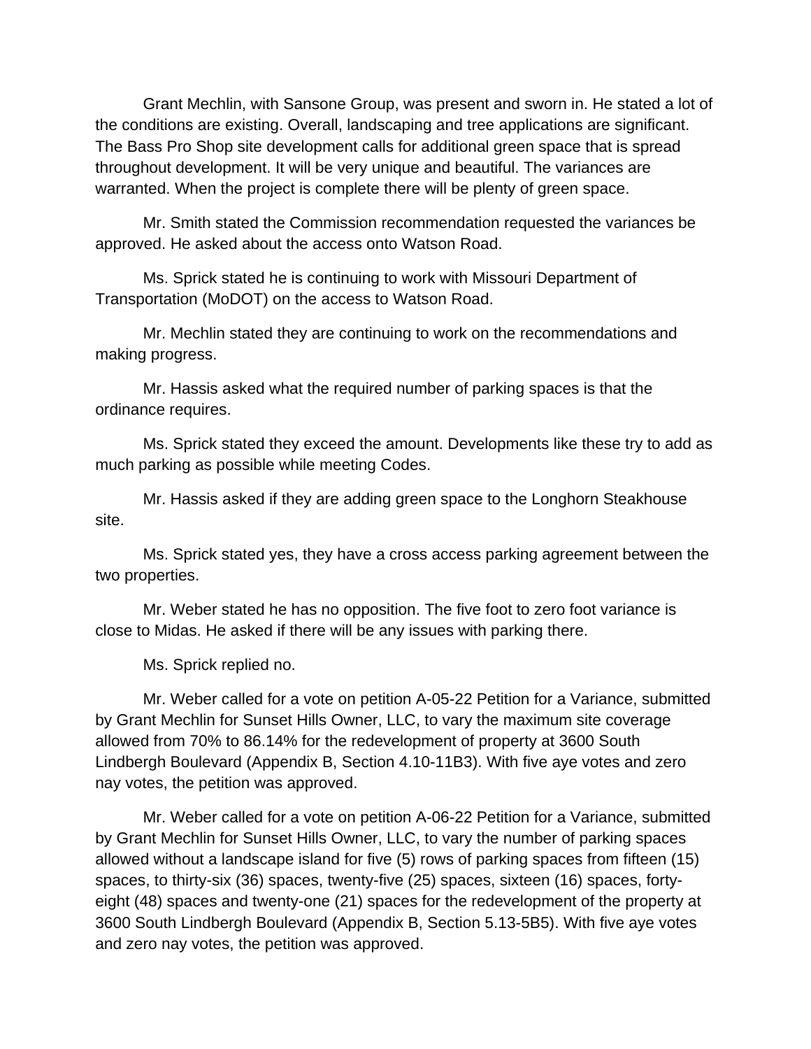Grant Mechlin, with Sansone Group, was present and sworn in. He stated a lot of the conditions are existing. Overall, landscaping and tree applications are significant. The Bass Pro Shop site development calls for additional green space that is spread throughout development. It will be very unique and beautiful. The variances are warranted. When the project is complete there will be plenty of green space.

Mr. Smith stated the Commission recommendation requested the variances be approved. He asked about the access onto Watson Road.

Ms. Sprick stated he is continuing to work with Missouri Department of Transportation (MoDOT) on the access to Watson Road.

Mr. Mechlin stated they are continuing to work on the recommendations and making progress.

Mr. Hassis asked what the required number of parking spaces is that the ordinance requires.

Ms. Sprick stated they exceed the amount. Developments like these try to add as much parking as possible while meeting Codes.

Mr. Hassis asked if they are adding green space to the Longhorn Steakhouse site.

Ms. Sprick stated yes, they have a cross access parking agreement between the two properties.

Mr. Weber stated he has no opposition. The five foot to zero foot variance is close to Midas. He asked if there will be any issues with parking there.

Ms. Sprick replied no.

Mr. Weber called for a vote on petition A-05-22 Petition for a Variance, submitted by Grant Mechlin for Sunset Hills Owner, LLC, to vary the maximum site coverage allowed from 70% to 86.14% for the redevelopment of property at 3600 South Lindbergh Boulevard (Appendix B, Section 4.10-11B3). With five aye votes and zero nay votes, the petition was approved.

Mr. Weber called for a vote on petition A-06-22 Petition for a Variance, submitted by Grant Mechlin for Sunset Hills Owner, LLC, to vary the number of parking spaces allowed without a landscape island for five (5) rows of parking spaces from fifteen (15) spaces, to thirty-six (36) spaces, twenty-five (25) spaces, sixteen (16) spaces, forty-eight (48) spaces and twenty-one (21) spaces for the redevelopment of the property at 3600 South Lindbergh Boulevard (Appendix B, Section 5.13-5B5). With five aye votes and zero nay votes, the petition was approved.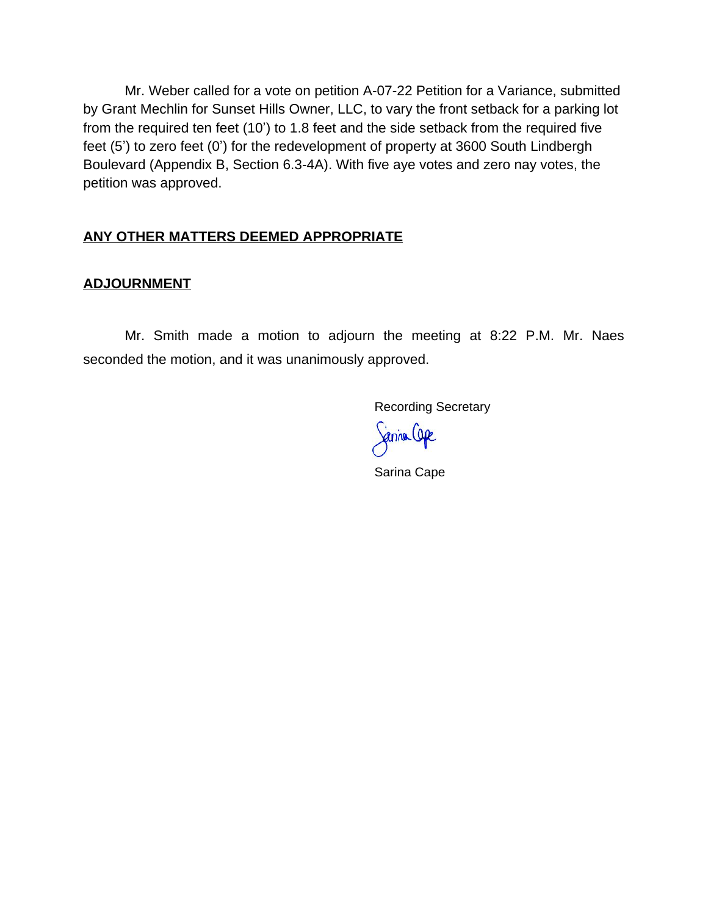Mr. Weber called for a vote on petition A-07-22 Petition for a Variance, submitted by Grant Mechlin for Sunset Hills Owner, LLC, to vary the front setback for a parking lot from the required ten feet (10') to 1.8 feet and the side setback from the required five feet (5') to zero feet (0') for the redevelopment of property at 3600 South Lindbergh Boulevard (Appendix B, Section 6.3-4A). With five aye votes and zero nay votes, the petition was approved.

**ANY OTHER MATTERS DEEMED APPROPRIATE**

**ADJOURNMENT**

Mr. Smith made a motion to adjourn the meeting at 8:22 P.M. Mr. Naes seconded the motion, and it was unanimously approved.

Recording Secretary

Sarina Cape